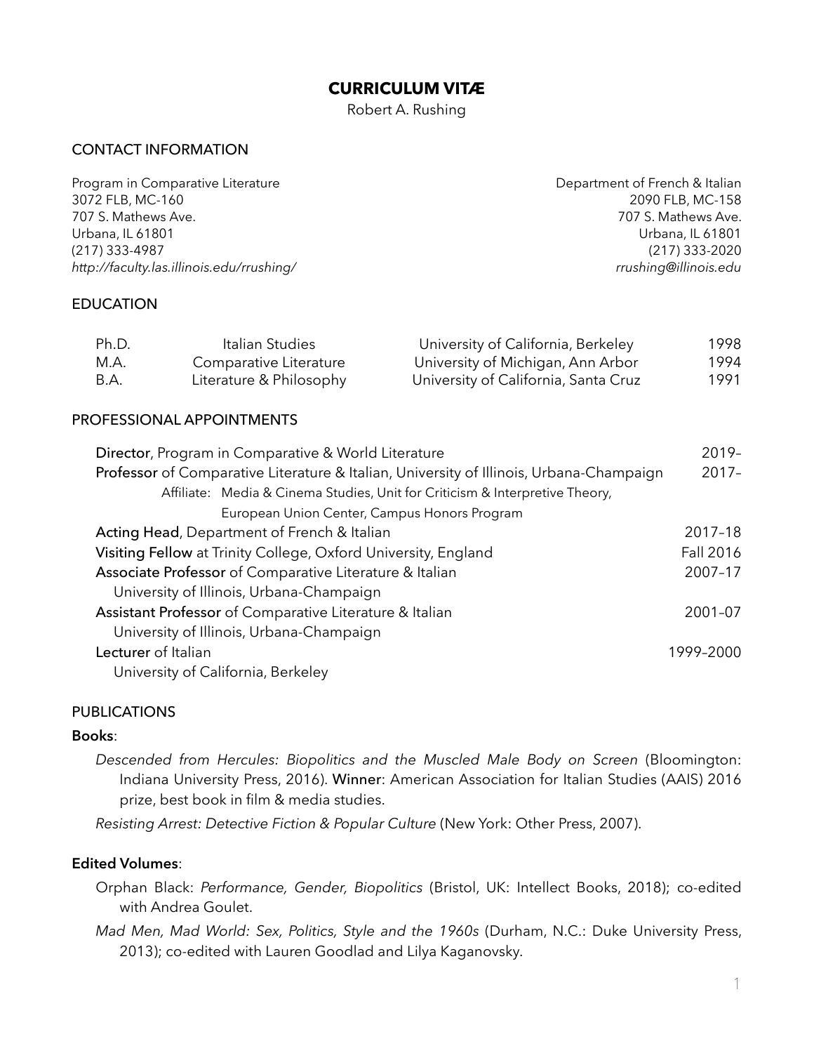# CURRICULUM VITÆ

Robert A. Rushing

## CONTACT INFORMATION

Program in Comparative Literature
3072 FLB, MC-160
707 S. Mathews Ave.
Urbana, IL 61801
(217) 333-4987
*http://faculty.las.illinois.edu/rrushing/*

Department of French & Italian
2090 FLB, MC-158
707 S. Mathews Ave.
Urbana, IL 61801
(217) 333-2020
*rrushing@illinois.edu*

## EDUCATION

| | | | |
|---|---|---|---|
| Ph.D. | Italian Studies | University of California, Berkeley | 1998 |
| M.A. | Comparative Literature | University of Michigan, Ann Arbor | 1994 |
| B.A. | Literature & Philosophy | University of California, Santa Cruz | 1991 |

## PROFESSIONAL APPOINTMENTS

| | |
|---|---|
| **Director**, Program in Comparative & World Literature | 2019– |
| **Professor** of Comparative Literature & Italian, University of Illinois, Urbana-Champaign | 2017– |
| Affiliate: Media & Cinema Studies, Unit for Criticism & Interpretive Theory, European Union Center, Campus Honors Program | |
| **Acting Head**, Department of French & Italian | 2017–18 |
| **Visiting Fellow** at Trinity College, Oxford University, England | Fall 2016 |
| **Associate Professor** of Comparative Literature & Italian, University of Illinois, Urbana-Champaign | 2007–17 |
| **Assistant Professor** of Comparative Literature & Italian, University of Illinois, Urbana-Champaign | 2001–07 |
| **Lecturer** of Italian, University of California, Berkeley | 1999–2000 |

## PUBLICATIONS

### Books:

*Descended from Hercules: Biopolitics and the Muscled Male Body on Screen* (Bloomington: Indiana University Press, 2016). **Winner**: American Association for Italian Studies (AAIS) 2016 prize, best book in film & media studies.

*Resisting Arrest: Detective Fiction & Popular Culture* (New York: Other Press, 2007).

### Edited Volumes:

Orphan Black: *Performance, Gender, Biopolitics* (Bristol, UK: Intellect Books, 2018); co-edited with Andrea Goulet.

*Mad Men, Mad World: Sex, Politics, Style and the 1960s* (Durham, N.C.: Duke University Press, 2013); co-edited with Lauren Goodlad and Lilya Kaganovsky.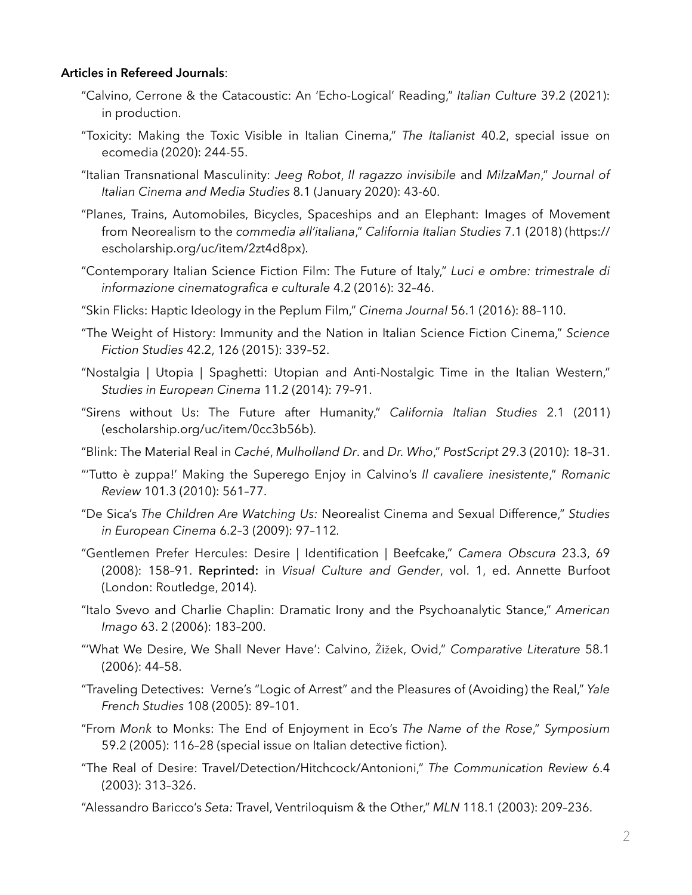**Articles in Refereed Journals**:

"Calvino, Cerrone & the Catacoustic: An 'Echo-Logical' Reading," *Italian Culture* 39.2 (2021): in production.

"Toxicity: Making the Toxic Visible in Italian Cinema," *The Italianist* 40.2, special issue on ecomedia (2020): 244-55.

"Italian Transnational Masculinity: *Jeeg Robot*, *Il ragazzo invisibile* and *MilzaMan*," *Journal of Italian Cinema and Media Studies* 8.1 (January 2020): 43-60.

"Planes, Trains, Automobiles, Bicycles, Spaceships and an Elephant: Images of Movement from Neorealism to the *commedia all'italiana*," *California Italian Studies* 7.1 (2018) (https://escholarship.org/uc/item/2zt4d8px).

"Contemporary Italian Science Fiction Film: The Future of Italy," *Luci e ombre: trimestrale di informazione cinematografica e culturale* 4.2 (2016): 32–46.

"Skin Flicks: Haptic Ideology in the Peplum Film," *Cinema Journal* 56.1 (2016): 88–110.

"The Weight of History: Immunity and the Nation in Italian Science Fiction Cinema," *Science Fiction Studies* 42.2, 126 (2015): 339–52.

"Nostalgia | Utopia | Spaghetti: Utopian and Anti-Nostalgic Time in the Italian Western," *Studies in European Cinema* 11.2 (2014): 79–91.

"Sirens without Us: The Future after Humanity," *California Italian Studies* 2.1 (2011) (escholarship.org/uc/item/0cc3b56b).

"Blink: The Material Real in *Caché*, *Mulholland Dr*. and *Dr. Who*," *PostScript* 29.3 (2010): 18–31.

"'Tutto è zuppa!' Making the Superego Enjoy in Calvino's *Il cavaliere inesistente*," *Romanic Review* 101.3 (2010): 561–77.

"De Sica's *The Children Are Watching Us:* Neorealist Cinema and Sexual Difference," *Studies in European Cinema* 6.2–3 (2009): 97–112.

"Gentlemen Prefer Hercules: Desire | Identification | Beefcake," *Camera Obscura* 23.3, 69 (2008): 158–91. **Reprinted:** in *Visual Culture and Gender*, vol. 1, ed. Annette Burfoot (London: Routledge, 2014).

"Italo Svevo and Charlie Chaplin: Dramatic Irony and the Psychoanalytic Stance," *American Imago* 63. 2 (2006): 183–200.

"'What We Desire, We Shall Never Have': Calvino, Žižek, Ovid," *Comparative Literature* 58.1 (2006): 44–58.

"Traveling Detectives: Verne's "Logic of Arrest" and the Pleasures of (Avoiding) the Real," *Yale French Studies* 108 (2005): 89–101.

"From *Monk* to Monks: The End of Enjoyment in Eco's *The Name of the Rose*," *Symposium* 59.2 (2005): 116–28 (special issue on Italian detective fiction).

"The Real of Desire: Travel/Detection/Hitchcock/Antonioni," *The Communication Review* 6.4 (2003): 313–326.

"Alessandro Baricco's *Seta:* Travel, Ventriloquism & the Other," *MLN* 118.1 (2003): 209–236.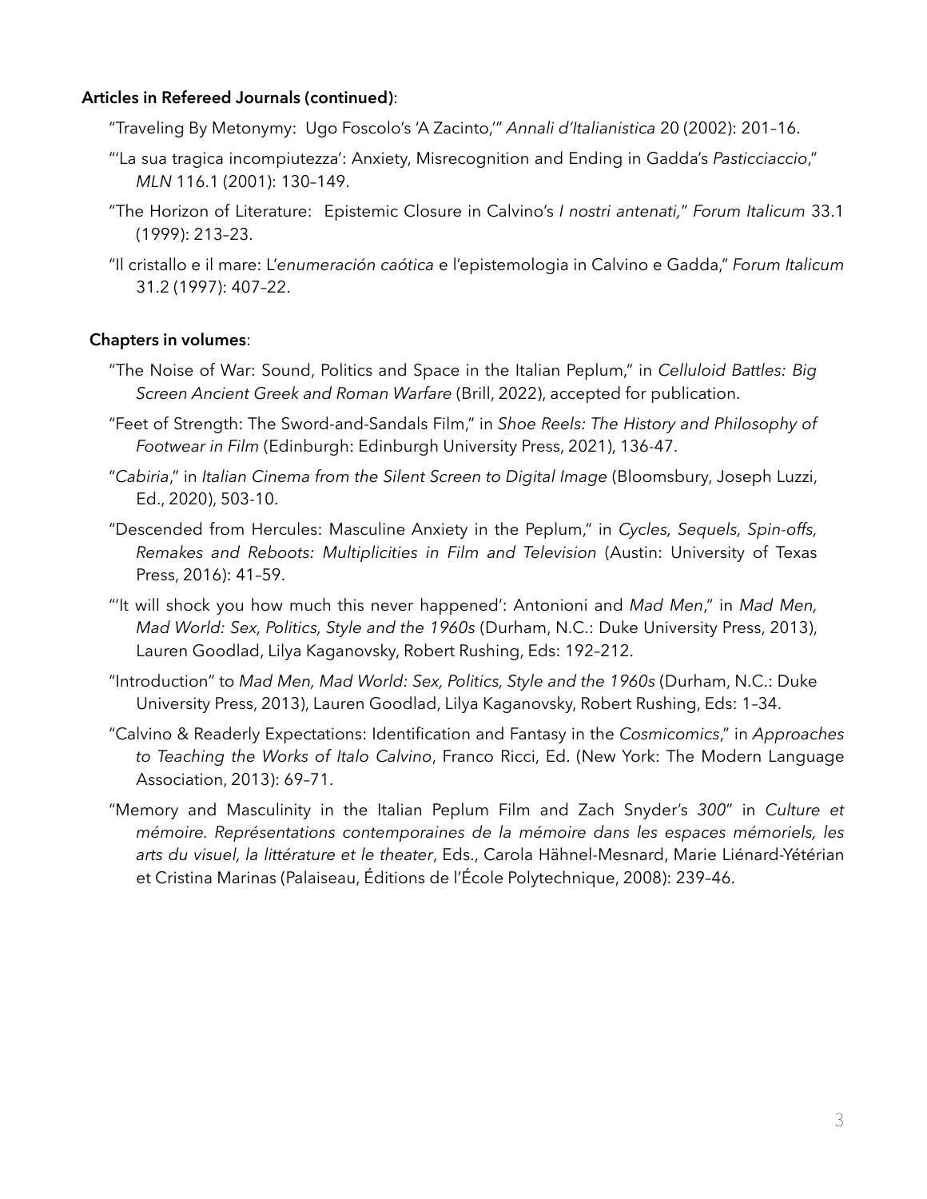**Articles in Refereed Journals (continued)**:

"Traveling By Metonymy: Ugo Foscolo's 'A Zacinto,'" *Annali d'Italianistica* 20 (2002): 201–16.

"'La sua tragica incompiutezza': Anxiety, Misrecognition and Ending in Gadda's *Pasticciaccio*," *MLN* 116.1 (2001): 130–149.

"The Horizon of Literature: Epistemic Closure in Calvino's *I nostri antenati,*" *Forum Italicum* 33.1 (1999): 213–23.

"Il cristallo e il mare: L'*enumeración caótica* e l'epistemologia in Calvino e Gadda," *Forum Italicum* 31.2 (1997): 407–22.

**Chapters in volumes**:

"The Noise of War: Sound, Politics and Space in the Italian Peplum," in *Celluloid Battles: Big Screen Ancient Greek and Roman Warfare* (Brill, 2022), accepted for publication.

"Feet of Strength: The Sword-and-Sandals Film," in *Shoe Reels: The History and Philosophy of Footwear in Film* (Edinburgh: Edinburgh University Press, 2021), 136-47.

"*Cabiria*," in *Italian Cinema from the Silent Screen to Digital Image* (Bloomsbury, Joseph Luzzi, Ed., 2020), 503-10.

"Descended from Hercules: Masculine Anxiety in the Peplum," in *Cycles, Sequels, Spin-offs, Remakes and Reboots: Multiplicities in Film and Television* (Austin: University of Texas Press, 2016): 41–59.

"'It will shock you how much this never happened': Antonioni and *Mad Men*," in *Mad Men, Mad World: Sex, Politics, Style and the 1960s* (Durham, N.C.: Duke University Press, 2013), Lauren Goodlad, Lilya Kaganovsky, Robert Rushing, Eds: 192–212.

"Introduction" to *Mad Men, Mad World: Sex, Politics, Style and the 1960s* (Durham, N.C.: Duke University Press, 2013), Lauren Goodlad, Lilya Kaganovsky, Robert Rushing, Eds: 1–34.

"Calvino & Readerly Expectations: Identification and Fantasy in the *Cosmicomics*," in *Approaches to Teaching the Works of Italo Calvino*, Franco Ricci, Ed. (New York: The Modern Language Association, 2013): 69–71.

"Memory and Masculinity in the Italian Peplum Film and Zach Snyder's *300*" in *Culture et mémoire. Représentations contemporaines de la mémoire dans les espaces mémoriels, les arts du visuel, la littérature et le theater*, Eds., Carola Hähnel-Mesnard, Marie Liénard-Yétérian et Cristina Marinas (Palaiseau, Éditions de l'École Polytechnique, 2008): 239–46.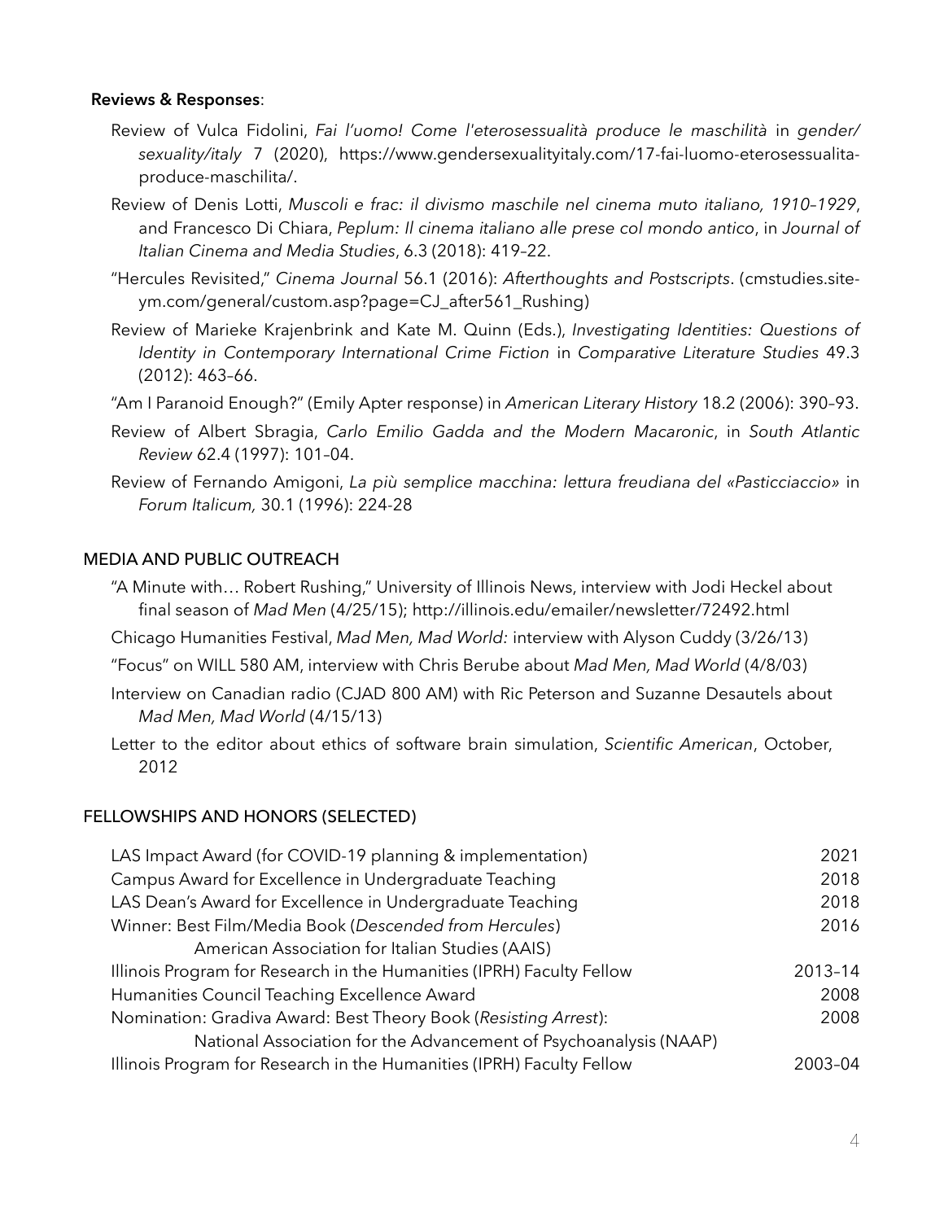**Reviews & Responses**:

Review of Vulca Fidolini, *Fai l'uomo! Come l'eterosessualità produce le maschilità* in *gender/sexuality/italy* 7 (2020), https://www.gendersexualityitaly.com/17-fai-luomo-eterosessualita-produce-maschilita/.

Review of Denis Lotti, *Muscoli e frac: il divismo maschile nel cinema muto italiano, 1910–1929*, and Francesco Di Chiara, *Peplum: Il cinema italiano alle prese col mondo antico*, in *Journal of Italian Cinema and Media Studies*, 6.3 (2018): 419–22.

"Hercules Revisited," *Cinema Journal* 56.1 (2016): *Afterthoughts and Postscripts*. (cmstudies.site-ym.com/general/custom.asp?page=CJ_after561_Rushing)

Review of Marieke Krajenbrink and Kate M. Quinn (Eds.), *Investigating Identities: Questions of Identity in Contemporary International Crime Fiction* in *Comparative Literature Studies* 49.3 (2012): 463–66.

"Am I Paranoid Enough?" (Emily Apter response) in *American Literary History* 18.2 (2006): 390–93.

Review of Albert Sbragia, *Carlo Emilio Gadda and the Modern Macaronic*, in *South Atlantic Review* 62.4 (1997): 101–04.

Review of Fernando Amigoni, *La più semplice macchina: lettura freudiana del «Pasticciaccio»* in *Forum Italicum,* 30.1 (1996): 224-28

## MEDIA AND PUBLIC OUTREACH

"A Minute with… Robert Rushing," University of Illinois News, interview with Jodi Heckel about final season of *Mad Men* (4/25/15); http://illinois.edu/emailer/newsletter/72492.html

Chicago Humanities Festival, *Mad Men, Mad World:* interview with Alyson Cuddy (3/26/13)

"Focus" on WILL 580 AM, interview with Chris Berube about *Mad Men, Mad World* (4/8/03)

Interview on Canadian radio (CJAD 800 AM) with Ric Peterson and Suzanne Desautels about *Mad Men, Mad World* (4/15/13)

Letter to the editor about ethics of software brain simulation, *Scientific American*, October, 2012

## FELLOWSHIPS AND HONORS (SELECTED)

| | |
|---|---|
| LAS Impact Award (for COVID-19 planning & implementation) | 2021 |
| Campus Award for Excellence in Undergraduate Teaching | 2018 |
| LAS Dean's Award for Excellence in Undergraduate Teaching | 2018 |
| Winner: Best Film/Media Book (*Descended from Hercules*) American Association for Italian Studies (AAIS) | 2016 |
| Illinois Program for Research in the Humanities (IPRH) Faculty Fellow | 2013–14 |
| Humanities Council Teaching Excellence Award | 2008 |
| Nomination: Gradiva Award: Best Theory Book (*Resisting Arrest*): National Association for the Advancement of Psychoanalysis (NAAP) | 2008 |
| Illinois Program for Research in the Humanities (IPRH) Faculty Fellow | 2003–04 |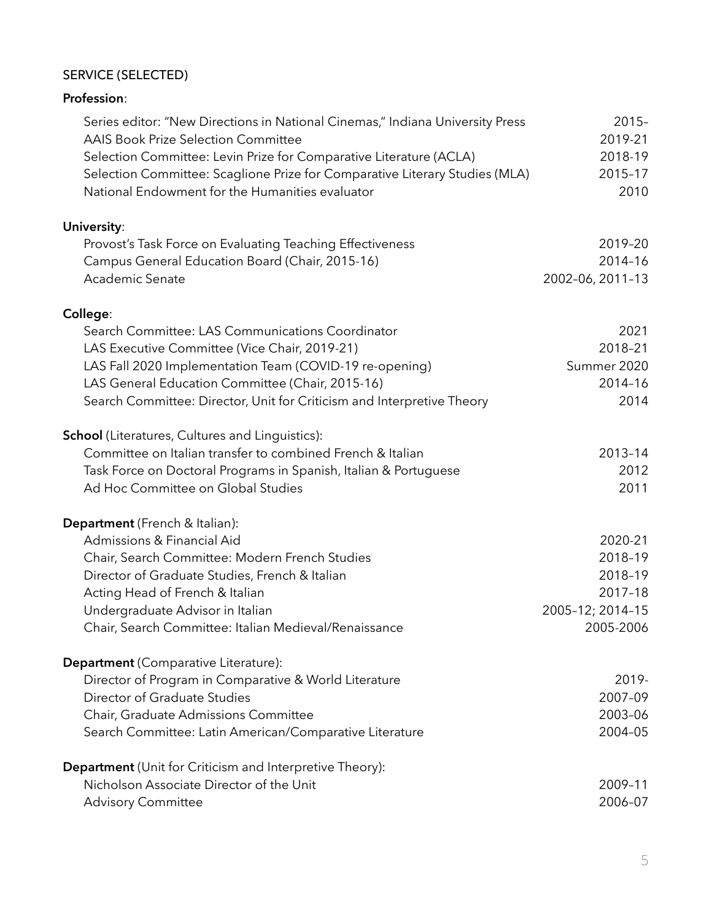## SERVICE (SELECTED)

**Profession**:

| | |
|---|---|
| Series editor: "New Directions in National Cinemas," Indiana University Press | 2015– |
| AAIS Book Prize Selection Committee | 2019-21 |
| Selection Committee: Levin Prize for Comparative Literature (ACLA) | 2018-19 |
| Selection Committee: Scaglione Prize for Comparative Literary Studies (MLA) | 2015–17 |
| National Endowment for the Humanities evaluator | 2010 |

**University**:

| | |
|---|---|
| Provost's Task Force on Evaluating Teaching Effectiveness | 2019–20 |
| Campus General Education Board (Chair, 2015-16) | 2014–16 |
| Academic Senate | 2002–06, 2011–13 |

**College**:

| | |
|---|---|
| Search Committee: LAS Communications Coordinator | 2021 |
| LAS Executive Committee (Vice Chair, 2019-21) | 2018–21 |
| LAS Fall 2020 Implementation Team (COVID-19 re-opening) | Summer 2020 |
| LAS General Education Committee (Chair, 2015-16) | 2014–16 |
| Search Committee: Director, Unit for Criticism and Interpretive Theory | 2014 |

**School** (Literatures, Cultures and Linguistics):

| | |
|---|---|
| Committee on Italian transfer to combined French & Italian | 2013–14 |
| Task Force on Doctoral Programs in Spanish, Italian & Portuguese | 2012 |
| Ad Hoc Committee on Global Studies | 2011 |

**Department** (French & Italian):

| | |
|---|---|
| Admissions & Financial Aid | 2020-21 |
| Chair, Search Committee: Modern French Studies | 2018–19 |
| Director of Graduate Studies, French & Italian | 2018–19 |
| Acting Head of French & Italian | 2017–18 |
| Undergraduate Advisor in Italian | 2005–12; 2014–15 |
| Chair, Search Committee: Italian Medieval/Renaissance | 2005-2006 |

**Department** (Comparative Literature):

| | |
|---|---|
| Director of Program in Comparative & World Literature | 2019- |
| Director of Graduate Studies | 2007–09 |
| Chair, Graduate Admissions Committee | 2003–06 |
| Search Committee: Latin American/Comparative Literature | 2004–05 |

**Department** (Unit for Criticism and Interpretive Theory):

| | |
|---|---|
| Nicholson Associate Director of the Unit | 2009–11 |
| Advisory Committee | 2006–07 |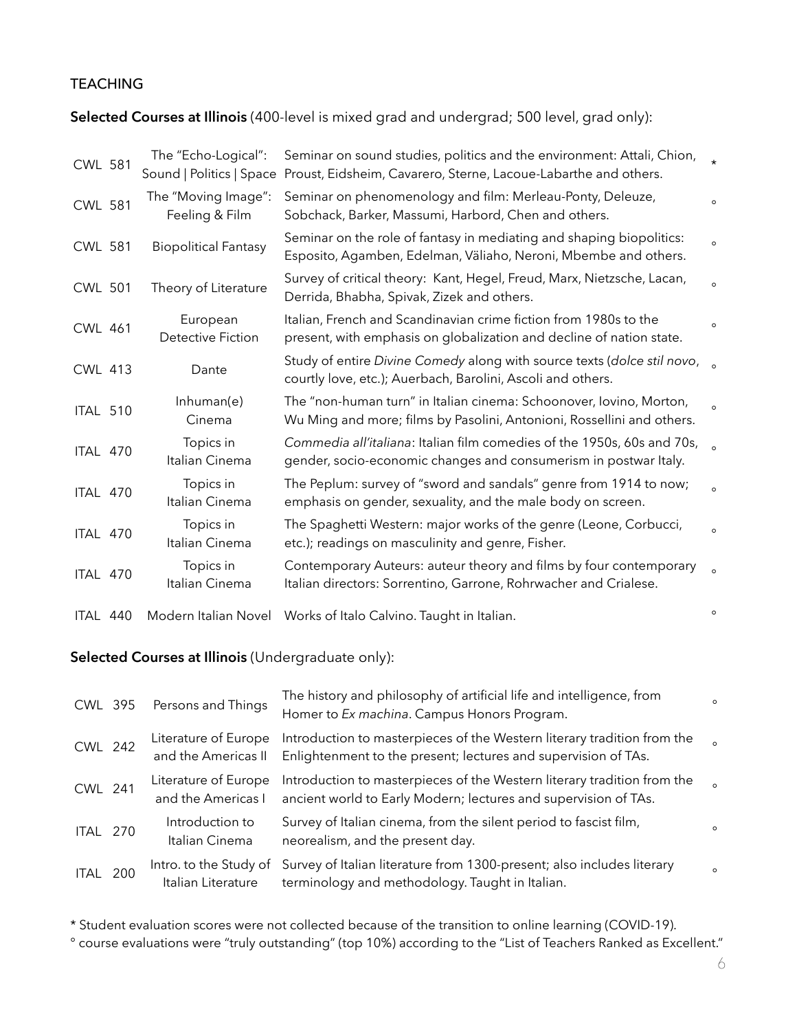## TEACHING

**Selected Courses at Illinois** (400-level is mixed grad and undergrad; 500 level, grad only):

| Course | Title | Description | |
|---|---|---|---|
| CWL 581 | The "Echo-Logical": Sound \| Politics \| Space | Seminar on sound studies, politics and the environment: Attali, Chion, Proust, Eidsheim, Cavarero, Sterne, Lacoue-Labarthe and others. | * |
| CWL 581 | The "Moving Image": Feeling & Film | Seminar on phenomenology and film: Merleau-Ponty, Deleuze, Sobchack, Barker, Massumi, Harbord, Chen and others. | ° |
| CWL 581 | Biopolitical Fantasy | Seminar on the role of fantasy in mediating and shaping biopolitics: Esposito, Agamben, Edelman, Väliaho, Neroni, Mbembe and others. | ° |
| CWL 501 | Theory of Literature | Survey of critical theory: Kant, Hegel, Freud, Marx, Nietzsche, Lacan, Derrida, Bhabha, Spivak, Zizek and others. | ° |
| CWL 461 | European Detective Fiction | Italian, French and Scandinavian crime fiction from 1980s to the present, with emphasis on globalization and decline of nation state. | ° |
| CWL 413 | Dante | Study of entire *Divine Comedy* along with source texts (*dolce stil novo*, courtly love, etc.); Auerbach, Barolini, Ascoli and others. | ° |
| ITAL 510 | Inhuman(e) Cinema | The "non-human turn" in Italian cinema: Schoonover, Iovino, Morton, Wu Ming and more; films by Pasolini, Antonioni, Rossellini and others. | ° |
| ITAL 470 | Topics in Italian Cinema | *Commedia all'italiana*: Italian film comedies of the 1950s, 60s and 70s, gender, socio-economic changes and consumerism in postwar Italy. | ° |
| ITAL 470 | Topics in Italian Cinema | The Peplum: survey of "sword and sandals" genre from 1914 to now; emphasis on gender, sexuality, and the male body on screen. | ° |
| ITAL 470 | Topics in Italian Cinema | The Spaghetti Western: major works of the genre (Leone, Corbucci, etc.); readings on masculinity and genre, Fisher. | ° |
| ITAL 470 | Topics in Italian Cinema | Contemporary Auteurs: auteur theory and films by four contemporary Italian directors: Sorrentino, Garrone, Rohrwacher and Crialese. | ° |
| ITAL 440 | Modern Italian Novel | Works of Italo Calvino. Taught in Italian. | ° |

**Selected Courses at Illinois** (Undergraduate only):

| Course | Title | Description | |
|---|---|---|---|
| CWL 395 | Persons and Things | The history and philosophy of artificial life and intelligence, from Homer to *Ex machina*. Campus Honors Program. | ° |
| CWL 242 | Literature of Europe and the Americas II | Introduction to masterpieces of the Western literary tradition from the Enlightenment to the present; lectures and supervision of TAs. | ° |
| CWL 241 | Literature of Europe and the Americas I | Introduction to masterpieces of the Western literary tradition from the ancient world to Early Modern; lectures and supervision of TAs. | ° |
| ITAL 270 | Introduction to Italian Cinema | Survey of Italian cinema, from the silent period to fascist film, neorealism, and the present day. | ° |
| ITAL 200 | Intro. to the Study of Italian Literature | Survey of Italian literature from 1300-present; also includes literary terminology and methodology. Taught in Italian. | ° |

* Student evaluation scores were not collected because of the transition to online learning (COVID-19).

° course evaluations were "truly outstanding" (top 10%) according to the "List of Teachers Ranked as Excellent."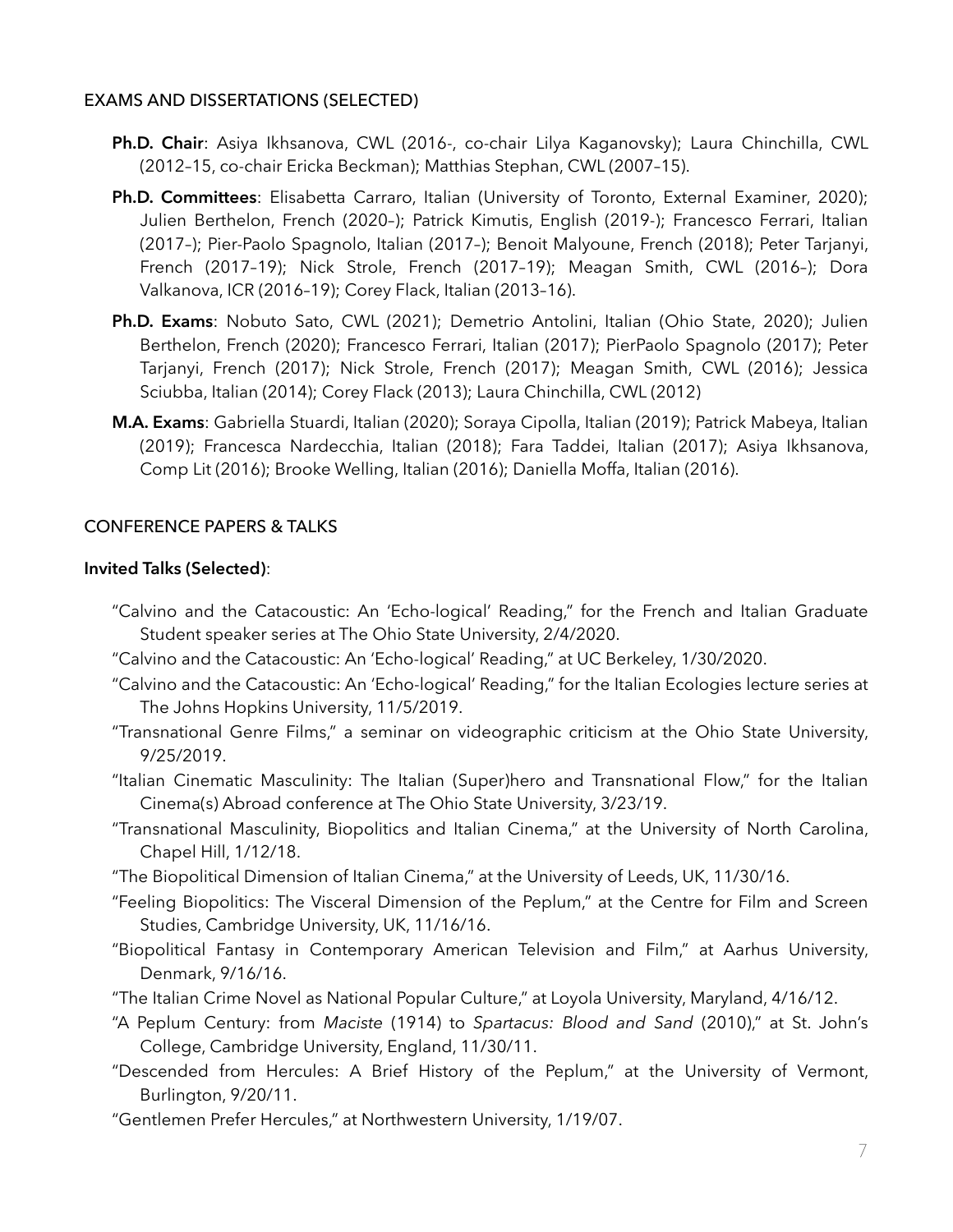## EXAMS AND DISSERTATIONS (SELECTED)

**Ph.D. Chair**: Asiya Ikhsanova, CWL (2016-, co-chair Lilya Kaganovsky); Laura Chinchilla, CWL (2012–15, co-chair Ericka Beckman); Matthias Stephan, CWL (2007–15).

**Ph.D. Committees**: Elisabetta Carraro, Italian (University of Toronto, External Examiner, 2020); Julien Berthelon, French (2020–); Patrick Kimutis, English (2019-); Francesco Ferrari, Italian (2017–); Pier-Paolo Spagnolo, Italian (2017–); Benoit Malyoune, French (2018); Peter Tarjanyi, French (2017–19); Nick Strole, French (2017–19); Meagan Smith, CWL (2016–); Dora Valkanova, ICR (2016–19); Corey Flack, Italian (2013–16).

**Ph.D. Exams**: Nobuto Sato, CWL (2021); Demetrio Antolini, Italian (Ohio State, 2020); Julien Berthelon, French (2020); Francesco Ferrari, Italian (2017); PierPaolo Spagnolo (2017); Peter Tarjanyi, French (2017); Nick Strole, French (2017); Meagan Smith, CWL (2016); Jessica Sciubba, Italian (2014); Corey Flack (2013); Laura Chinchilla, CWL (2012)

**M.A. Exams**: Gabriella Stuardi, Italian (2020); Soraya Cipolla, Italian (2019); Patrick Mabeya, Italian (2019); Francesca Nardecchia, Italian (2018); Fara Taddei, Italian (2017); Asiya Ikhsanova, Comp Lit (2016); Brooke Welling, Italian (2016); Daniella Moffa, Italian (2016).

## CONFERENCE PAPERS & TALKS

**Invited Talks (Selected)**:

"Calvino and the Catacoustic: An 'Echo-logical' Reading," for the French and Italian Graduate Student speaker series at The Ohio State University, 2/4/2020.

"Calvino and the Catacoustic: An 'Echo-logical' Reading," at UC Berkeley, 1/30/2020.

"Calvino and the Catacoustic: An 'Echo-logical' Reading," for the Italian Ecologies lecture series at The Johns Hopkins University, 11/5/2019.

"Transnational Genre Films," a seminar on videographic criticism at the Ohio State University, 9/25/2019.

"Italian Cinematic Masculinity: The Italian (Super)hero and Transnational Flow," for the Italian Cinema(s) Abroad conference at The Ohio State University, 3/23/19.

"Transnational Masculinity, Biopolitics and Italian Cinema," at the University of North Carolina, Chapel Hill, 1/12/18.

"The Biopolitical Dimension of Italian Cinema," at the University of Leeds, UK, 11/30/16.

"Feeling Biopolitics: The Visceral Dimension of the Peplum," at the Centre for Film and Screen Studies, Cambridge University, UK, 11/16/16.

"Biopolitical Fantasy in Contemporary American Television and Film," at Aarhus University, Denmark, 9/16/16.

"The Italian Crime Novel as National Popular Culture," at Loyola University, Maryland, 4/16/12.

"A Peplum Century: from *Maciste* (1914) to *Spartacus: Blood and Sand* (2010)," at St. John's College, Cambridge University, England, 11/30/11.

"Descended from Hercules: A Brief History of the Peplum," at the University of Vermont, Burlington, 9/20/11.

"Gentlemen Prefer Hercules," at Northwestern University, 1/19/07.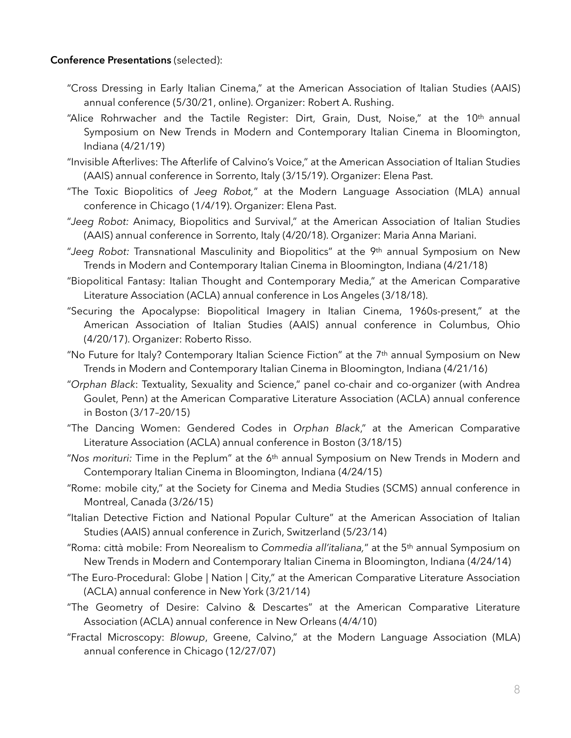**Conference Presentations** (selected):

"Cross Dressing in Early Italian Cinema," at the American Association of Italian Studies (AAIS) annual conference (5/30/21, online). Organizer: Robert A. Rushing.

"Alice Rohrwacher and the Tactile Register: Dirt, Grain, Dust, Noise," at the 10th annual Symposium on New Trends in Modern and Contemporary Italian Cinema in Bloomington, Indiana (4/21/19)

"Invisible Afterlives: The Afterlife of Calvino's Voice," at the American Association of Italian Studies (AAIS) annual conference in Sorrento, Italy (3/15/19). Organizer: Elena Past.

"The Toxic Biopolitics of *Jeeg Robot,*" at the Modern Language Association (MLA) annual conference in Chicago (1/4/19). Organizer: Elena Past.

"*Jeeg Robot:* Animacy, Biopolitics and Survival," at the American Association of Italian Studies (AAIS) annual conference in Sorrento, Italy (4/20/18). Organizer: Maria Anna Mariani.

"*Jeeg Robot:* Transnational Masculinity and Biopolitics" at the 9th annual Symposium on New Trends in Modern and Contemporary Italian Cinema in Bloomington, Indiana (4/21/18)

"Biopolitical Fantasy: Italian Thought and Contemporary Media," at the American Comparative Literature Association (ACLA) annual conference in Los Angeles (3/18/18).

"Securing the Apocalypse: Biopolitical Imagery in Italian Cinema, 1960s-present," at the American Association of Italian Studies (AAIS) annual conference in Columbus, Ohio (4/20/17). Organizer: Roberto Risso.

"No Future for Italy? Contemporary Italian Science Fiction" at the 7th annual Symposium on New Trends in Modern and Contemporary Italian Cinema in Bloomington, Indiana (4/21/16)

"*Orphan Black*: Textuality, Sexuality and Science," panel co-chair and co-organizer (with Andrea Goulet, Penn) at the American Comparative Literature Association (ACLA) annual conference in Boston (3/17–20/15)

"The Dancing Women: Gendered Codes in *Orphan Black*," at the American Comparative Literature Association (ACLA) annual conference in Boston (3/18/15)

"*Nos morituri:* Time in the Peplum" at the 6th annual Symposium on New Trends in Modern and Contemporary Italian Cinema in Bloomington, Indiana (4/24/15)

"Rome: mobile city," at the Society for Cinema and Media Studies (SCMS) annual conference in Montreal, Canada (3/26/15)

"Italian Detective Fiction and National Popular Culture" at the American Association of Italian Studies (AAIS) annual conference in Zurich, Switzerland (5/23/14)

"Roma: città mobile: From Neorealism to *Commedia all'italiana,*" at the 5th annual Symposium on New Trends in Modern and Contemporary Italian Cinema in Bloomington, Indiana (4/24/14)

"The Euro-Procedural: Globe | Nation | City," at the American Comparative Literature Association (ACLA) annual conference in New York (3/21/14)

"The Geometry of Desire: Calvino & Descartes" at the American Comparative Literature Association (ACLA) annual conference in New Orleans (4/4/10)

"Fractal Microscopy: *Blowup*, Greene, Calvino," at the Modern Language Association (MLA) annual conference in Chicago (12/27/07)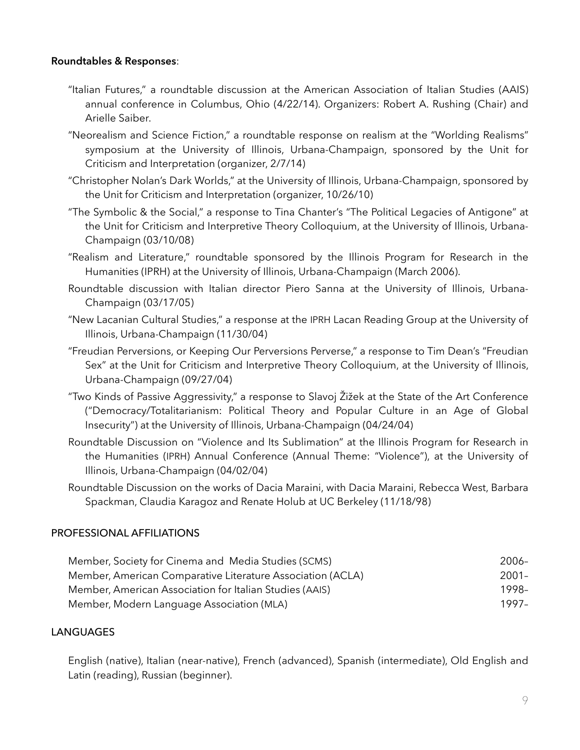**Roundtables & Responses**:

"Italian Futures," a roundtable discussion at the American Association of Italian Studies (AAIS) annual conference in Columbus, Ohio (4/22/14). Organizers: Robert A. Rushing (Chair) and Arielle Saiber.

"Neorealism and Science Fiction," a roundtable response on realism at the "Worlding Realisms" symposium at the University of Illinois, Urbana-Champaign, sponsored by the Unit for Criticism and Interpretation (organizer, 2/7/14)

"Christopher Nolan's Dark Worlds," at the University of Illinois, Urbana-Champaign, sponsored by the Unit for Criticism and Interpretation (organizer, 10/26/10)

"The Symbolic & the Social," a response to Tina Chanter's "The Political Legacies of Antigone" at the Unit for Criticism and Interpretive Theory Colloquium, at the University of Illinois, Urbana-Champaign (03/10/08)

"Realism and Literature," roundtable sponsored by the Illinois Program for Research in the Humanities (IPRH) at the University of Illinois, Urbana-Champaign (March 2006).

Roundtable discussion with Italian director Piero Sanna at the University of Illinois, Urbana-Champaign (03/17/05)

"New Lacanian Cultural Studies," a response at the IPRH Lacan Reading Group at the University of Illinois, Urbana-Champaign (11/30/04)

"Freudian Perversions, or Keeping Our Perversions Perverse," a response to Tim Dean's "Freudian Sex" at the Unit for Criticism and Interpretive Theory Colloquium, at the University of Illinois, Urbana-Champaign (09/27/04)

"Two Kinds of Passive Aggressivity," a response to Slavoj Žižek at the State of the Art Conference ("Democracy/Totalitarianism: Political Theory and Popular Culture in an Age of Global Insecurity") at the University of Illinois, Urbana-Champaign (04/24/04)

Roundtable Discussion on "Violence and Its Sublimation" at the Illinois Program for Research in the Humanities (IPRH) Annual Conference (Annual Theme: "Violence"), at the University of Illinois, Urbana-Champaign (04/02/04)

Roundtable Discussion on the works of Dacia Maraini, with Dacia Maraini, Rebecca West, Barbara Spackman, Claudia Karagoz and Renate Holub at UC Berkeley (11/18/98)

## PROFESSIONAL AFFILIATIONS

| | |
|---|---|
| Member, Society for Cinema and Media Studies (SCMS) | 2006– |
| Member, American Comparative Literature Association (ACLA) | 2001– |
| Member, American Association for Italian Studies (AAIS) | 1998– |
| Member, Modern Language Association (MLA) | 1997– |

## LANGUAGES

English (native), Italian (near-native), French (advanced), Spanish (intermediate), Old English and Latin (reading), Russian (beginner).